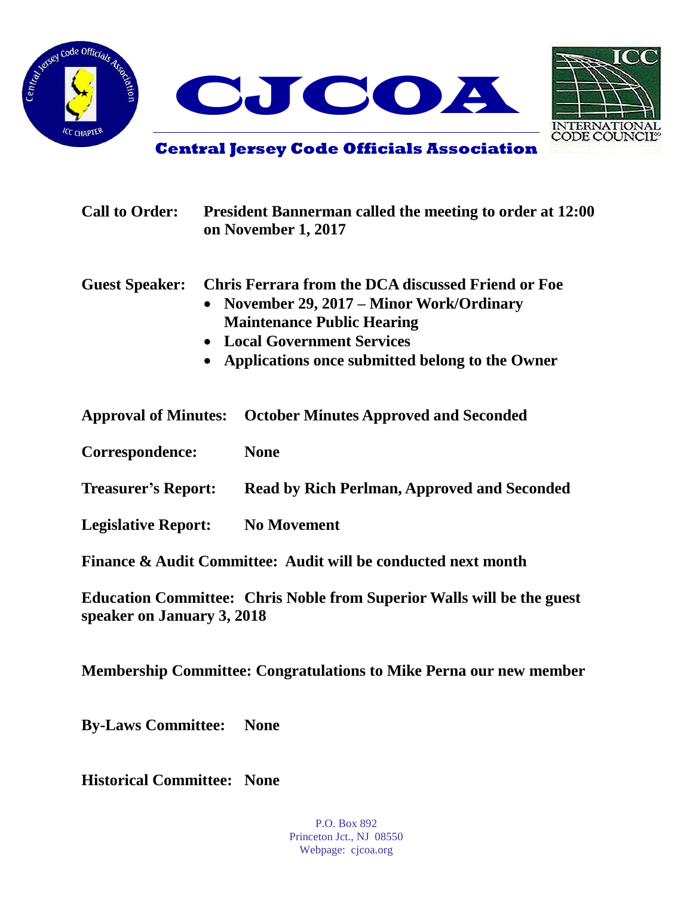# CJCOA

## Central Jersey Code Officials Association

**Call to Order:** **President Bannerman called the meeting to order at 12:00 on November 1, 2017**

**Guest Speaker:** **Chris Ferrara from the DCA discussed Friend or Foe**

- **November 29, 2017 – Minor Work/Ordinary Maintenance Public Hearing**
- **Local Government Services**
- **Applications once submitted belong to the Owner**

**Approval of Minutes:** **October Minutes Approved and Seconded**

**Correspondence:** **None**

**Treasurer's Report:** **Read by Rich Perlman, Approved and Seconded**

**Legislative Report:** **No Movement**

**Finance & Audit Committee: Audit will be conducted next month**

**Education Committee: Chris Noble from Superior Walls will be the guest speaker on January 3, 2018**

**Membership Committee: Congratulations to Mike Perna our new member**

**By-Laws Committee:** **None**

**Historical Committee:** **None**

P.O. Box 892
Princeton Jct., NJ 08550
Webpage: cjcoa.org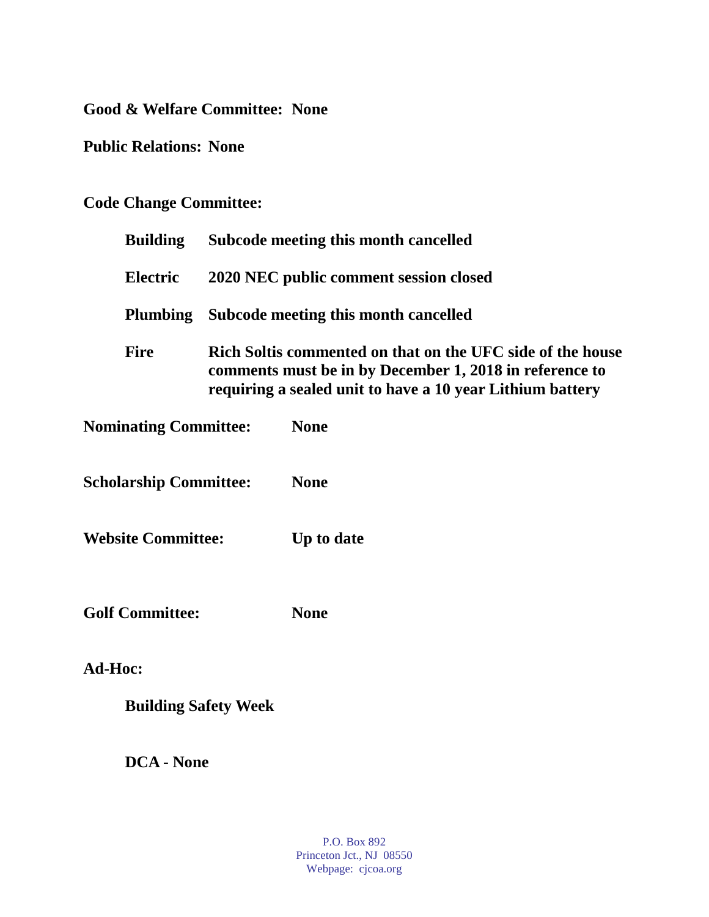**Good & Welfare Committee: None**

**Public Relations: None**

**Code Change Committee:**

| | |
|---|---|
| **Building** | **Subcode meeting this month cancelled** |
| **Electric** | **2020 NEC public comment session closed** |
| **Plumbing** | **Subcode meeting this month cancelled** |
| **Fire** | **Rich Soltis commented on that on the UFC side of the house comments must be in by December 1, 2018 in reference to requiring a sealed unit to have a 10 year Lithium battery** |

**Nominating Committee: None**

**Scholarship Committee: None**

**Website Committee: Up to date**

**Golf Committee: None**

**Ad-Hoc:**

**Building Safety Week**

**DCA - None**

P.O. Box 892
Princeton Jct., NJ 08550
Webpage: cjcoa.org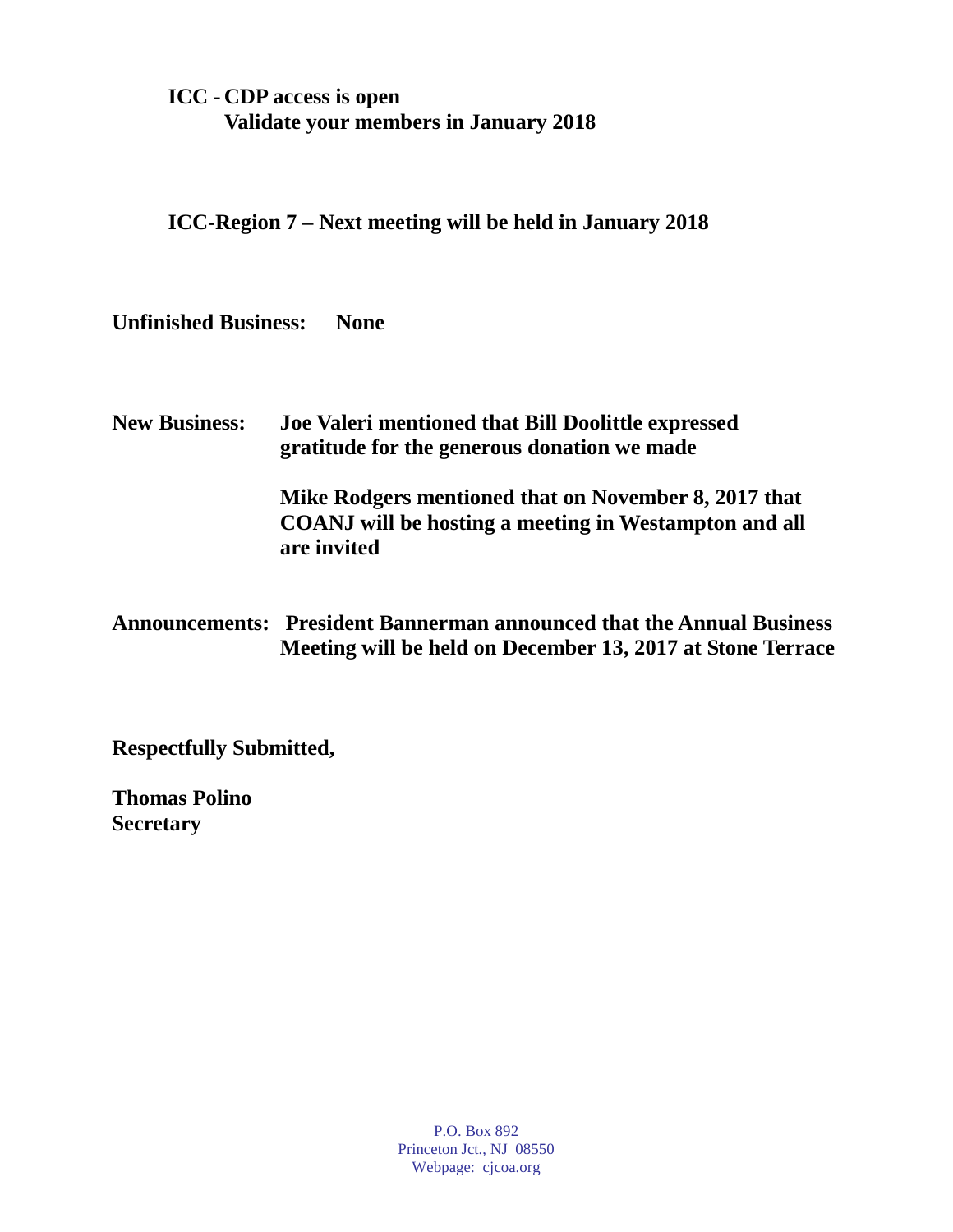**ICC - CDP access is open**
**Validate your members in January 2018**

**ICC-Region 7 – Next meeting will be held in January 2018**

**Unfinished Business:** **None**

**New Business:** **Joe Valeri mentioned that Bill Doolittle expressed gratitude for the generous donation we made**

**Mike Rodgers mentioned that on November 8, 2017 that COANJ will be hosting a meeting in Westampton and all are invited**

**Announcements:** **President Bannerman announced that the Annual Business Meeting will be held on December 13, 2017 at Stone Terrace**

**Respectfully Submitted,**

**Thomas Polino**
**Secretary**

P.O. Box 892
Princeton Jct., NJ 08550
Webpage: cjcoa.org